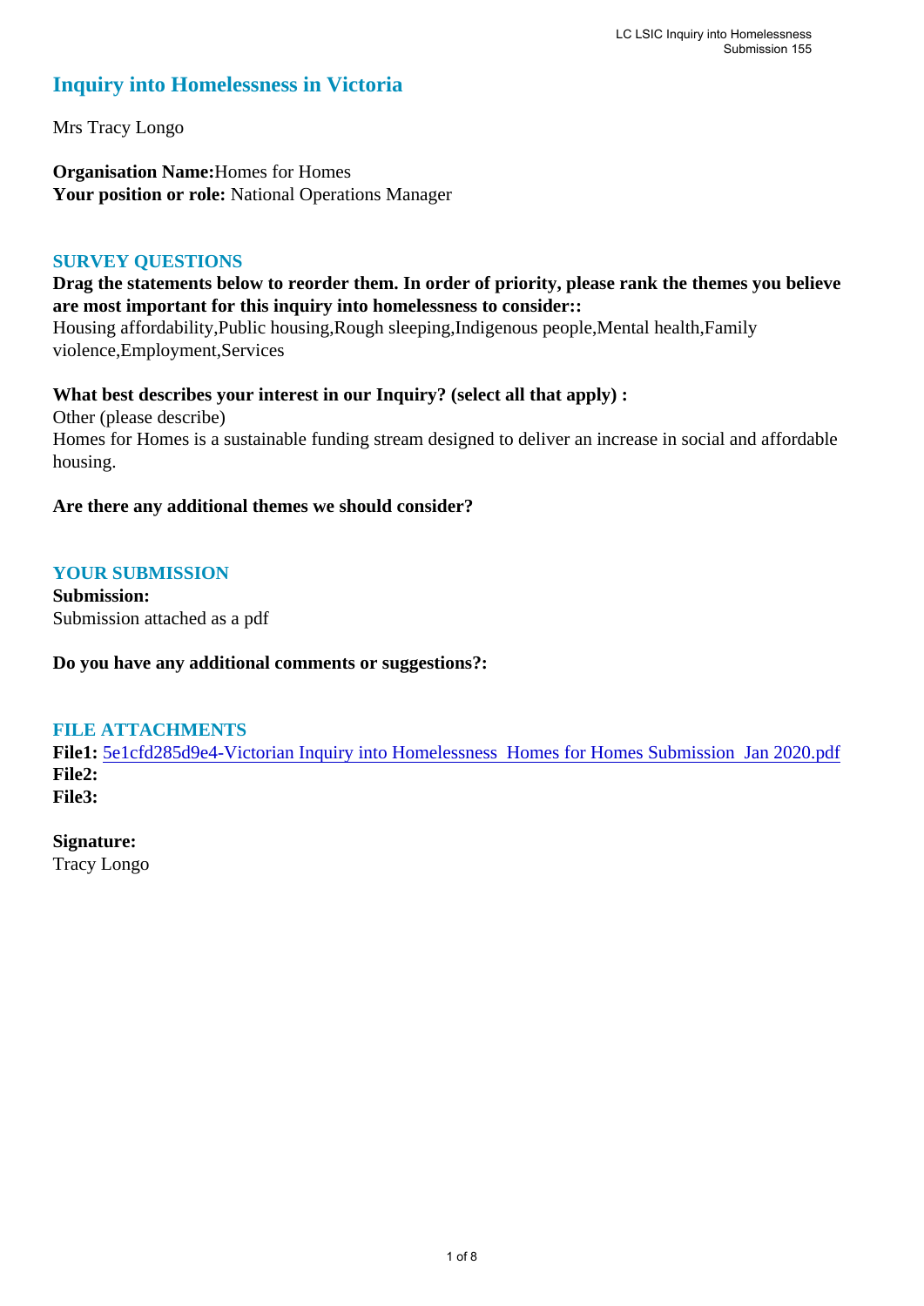# Inquiry into Homelessness in Victoria

Mrs Tracy Longo

**Organisation Name:** Homes for Homes
**Your position or role:** National Operations Manager

## SURVEY QUESTIONS

**Drag the statements below to reorder them. In order of priority, please rank the themes you believe are most important for this inquiry into homelessness to consider::**
Housing affordability,Public housing,Rough sleeping,Indigenous people,Mental health,Family violence,Employment,Services

**What best describes your interest in our Inquiry? (select all that apply) :**
Other (please describe)
Homes for Homes is a sustainable funding stream designed to deliver an increase in social and affordable housing.

**Are there any additional themes we should consider?**

## YOUR SUBMISSION

**Submission:**
Submission attached as a pdf

**Do you have any additional comments or suggestions?:**

## FILE ATTACHMENTS

**File1:** 5e1cfd285d9e4-Victorian Inquiry into Homelessness Homes for Homes Submission Jan 2020.pdf
**File2:**
**File3:**

**Signature:**
Tracy Longo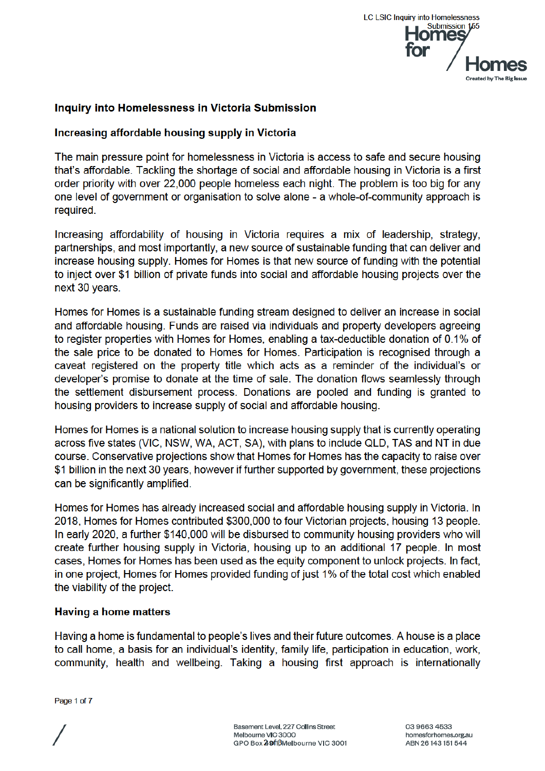# Inquiry into Homelessness in Victoria Submission

## Increasing affordable housing supply in Victoria

The main pressure point for homelessness in Victoria is access to safe and secure housing that's affordable. Tackling the shortage of social and affordable housing in Victoria is a first order priority with over 22,000 people homeless each night. The problem is too big for any one level of government or organisation to solve alone - a whole-of-community approach is required.

Increasing affordability of housing in Victoria requires a mix of leadership, strategy, partnerships, and most importantly, a new source of sustainable funding that can deliver and increase housing supply. Homes for Homes is that new source of funding with the potential to inject over $1 billion of private funds into social and affordable housing projects over the next 30 years.

Homes for Homes is a sustainable funding stream designed to deliver an increase in social and affordable housing. Funds are raised via individuals and property developers agreeing to register properties with Homes for Homes, enabling a tax-deductible donation of 0.1% of the sale price to be donated to Homes for Homes. Participation is recognised through a caveat registered on the property title which acts as a reminder of the individual's or developer's promise to donate at the time of sale. The donation flows seamlessly through the settlement disbursement process. Donations are pooled and funding is granted to housing providers to increase supply of social and affordable housing.

Homes for Homes is a national solution to increase housing supply that is currently operating across five states (VIC, NSW, WA, ACT, SA), with plans to include QLD, TAS and NT in due course. Conservative projections show that Homes for Homes has the capacity to raise over $1 billion in the next 30 years, however if further supported by government, these projections can be significantly amplified.

Homes for Homes has already increased social and affordable housing supply in Victoria. In 2018, Homes for Homes contributed $300,000 to four Victorian projects, housing 13 people. In early 2020, a further $140,000 will be disbursed to community housing providers who will create further housing supply in Victoria, housing up to an additional 17 people. In most cases, Homes for Homes has been used as the equity component to unlock projects. In fact, in one project, Homes for Homes provided funding of just 1% of the total cost which enabled the viability of the project.

## Having a home matters

Having a home is fundamental to people's lives and their future outcomes. A house is a place to call home, a basis for an individual's identity, family life, participation in education, work, community, health and wellbeing. Taking a housing first approach is internationally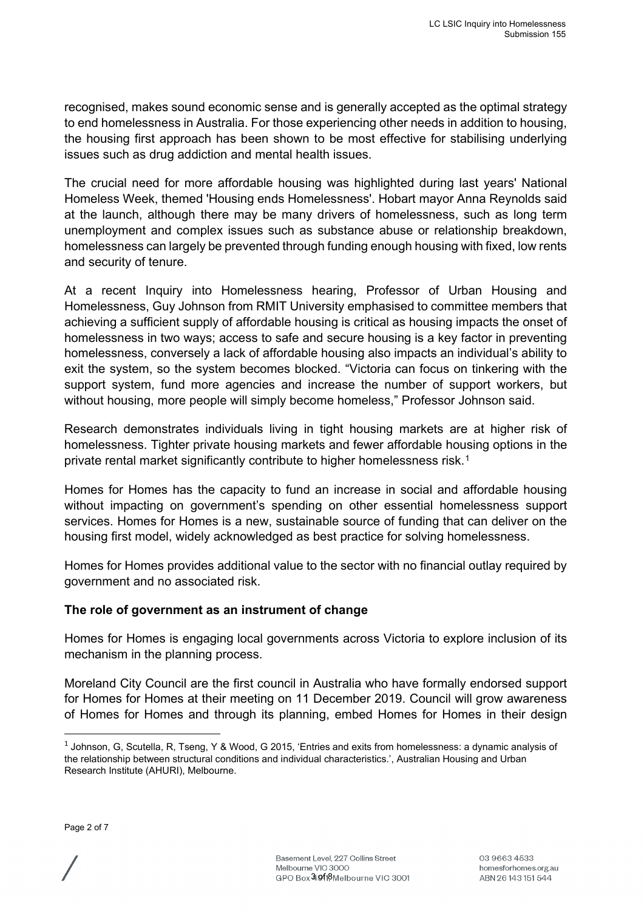recognised, makes sound economic sense and is generally accepted as the optimal strategy to end homelessness in Australia. For those experiencing other needs in addition to housing, the housing first approach has been shown to be most effective for stabilising underlying issues such as drug addiction and mental health issues.

The crucial need for more affordable housing was highlighted during last years' National Homeless Week, themed 'Housing ends Homelessness'. Hobart mayor Anna Reynolds said at the launch, although there may be many drivers of homelessness, such as long term unemployment and complex issues such as substance abuse or relationship breakdown, homelessness can largely be prevented through funding enough housing with fixed, low rents and security of tenure.

At a recent Inquiry into Homelessness hearing, Professor of Urban Housing and Homelessness, Guy Johnson from RMIT University emphasised to committee members that achieving a sufficient supply of affordable housing is critical as housing impacts the onset of homelessness in two ways; access to safe and secure housing is a key factor in preventing homelessness, conversely a lack of affordable housing also impacts an individual's ability to exit the system, so the system becomes blocked. "Victoria can focus on tinkering with the support system, fund more agencies and increase the number of support workers, but without housing, more people will simply become homeless," Professor Johnson said.

Research demonstrates individuals living in tight housing markets are at higher risk of homelessness. Tighter private housing markets and fewer affordable housing options in the private rental market significantly contribute to higher homelessness risk.[1]

Homes for Homes has the capacity to fund an increase in social and affordable housing without impacting on government's spending on other essential homelessness support services. Homes for Homes is a new, sustainable source of funding that can deliver on the housing first model, widely acknowledged as best practice for solving homelessness.

Homes for Homes provides additional value to the sector with no financial outlay required by government and no associated risk.

**The role of government as an instrument of change**

Homes for Homes is engaging local governments across Victoria to explore inclusion of its mechanism in the planning process.

Moreland City Council are the first council in Australia who have formally endorsed support for Homes for Homes at their meeting on 11 December 2019. Council will grow awareness of Homes for Homes and through its planning, embed Homes for Homes in their design

[1] Johnson, G, Scutella, R, Tseng, Y & Wood, G 2015, 'Entries and exits from homelessness: a dynamic analysis of the relationship between structural conditions and individual characteristics.', Australian Housing and Urban Research Institute (AHURI), Melbourne.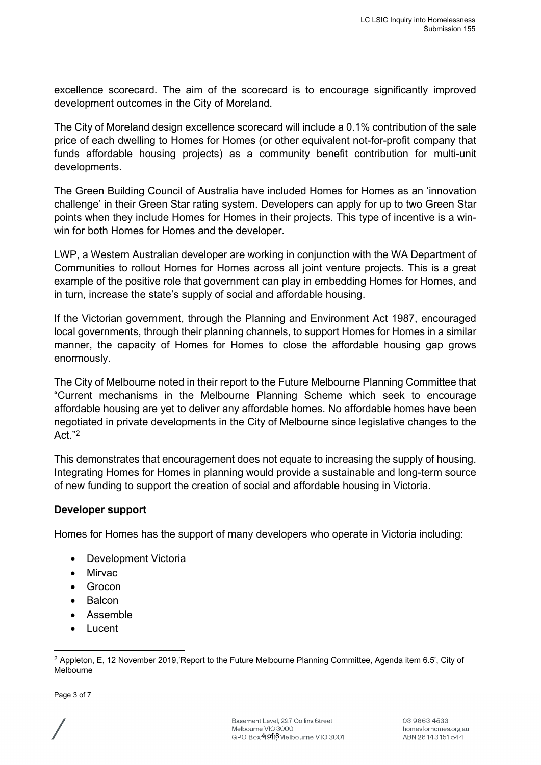excellence scorecard. The aim of the scorecard is to encourage significantly improved development outcomes in the City of Moreland.

The City of Moreland design excellence scorecard will include a 0.1% contribution of the sale price of each dwelling to Homes for Homes (or other equivalent not-for-profit company that funds affordable housing projects) as a community benefit contribution for multi-unit developments.

The Green Building Council of Australia have included Homes for Homes as an 'innovation challenge' in their Green Star rating system. Developers can apply for up to two Green Star points when they include Homes for Homes in their projects. This type of incentive is a win-win for both Homes for Homes and the developer.

LWP, a Western Australian developer are working in conjunction with the WA Department of Communities to rollout Homes for Homes across all joint venture projects. This is a great example of the positive role that government can play in embedding Homes for Homes, and in turn, increase the state's supply of social and affordable housing.

If the Victorian government, through the Planning and Environment Act 1987, encouraged local governments, through their planning channels, to support Homes for Homes in a similar manner, the capacity of Homes for Homes to close the affordable housing gap grows enormously.

The City of Melbourne noted in their report to the Future Melbourne Planning Committee that "Current mechanisms in the Melbourne Planning Scheme which seek to encourage affordable housing are yet to deliver any affordable homes. No affordable homes have been negotiated in private developments in the City of Melbourne since legislative changes to the Act."[2]

This demonstrates that encouragement does not equate to increasing the supply of housing. Integrating Homes for Homes in planning would provide a sustainable and long-term source of new funding to support the creation of social and affordable housing in Victoria.

**Developer support**

Homes for Homes has the support of many developers who operate in Victoria including:

- Development Victoria
- Mirvac
- Grocon
- Balcon
- Assemble
- Lucent

[2] Appleton, E, 12 November 2019,'Report to the Future Melbourne Planning Committee, Agenda item 6.5', City of Melbourne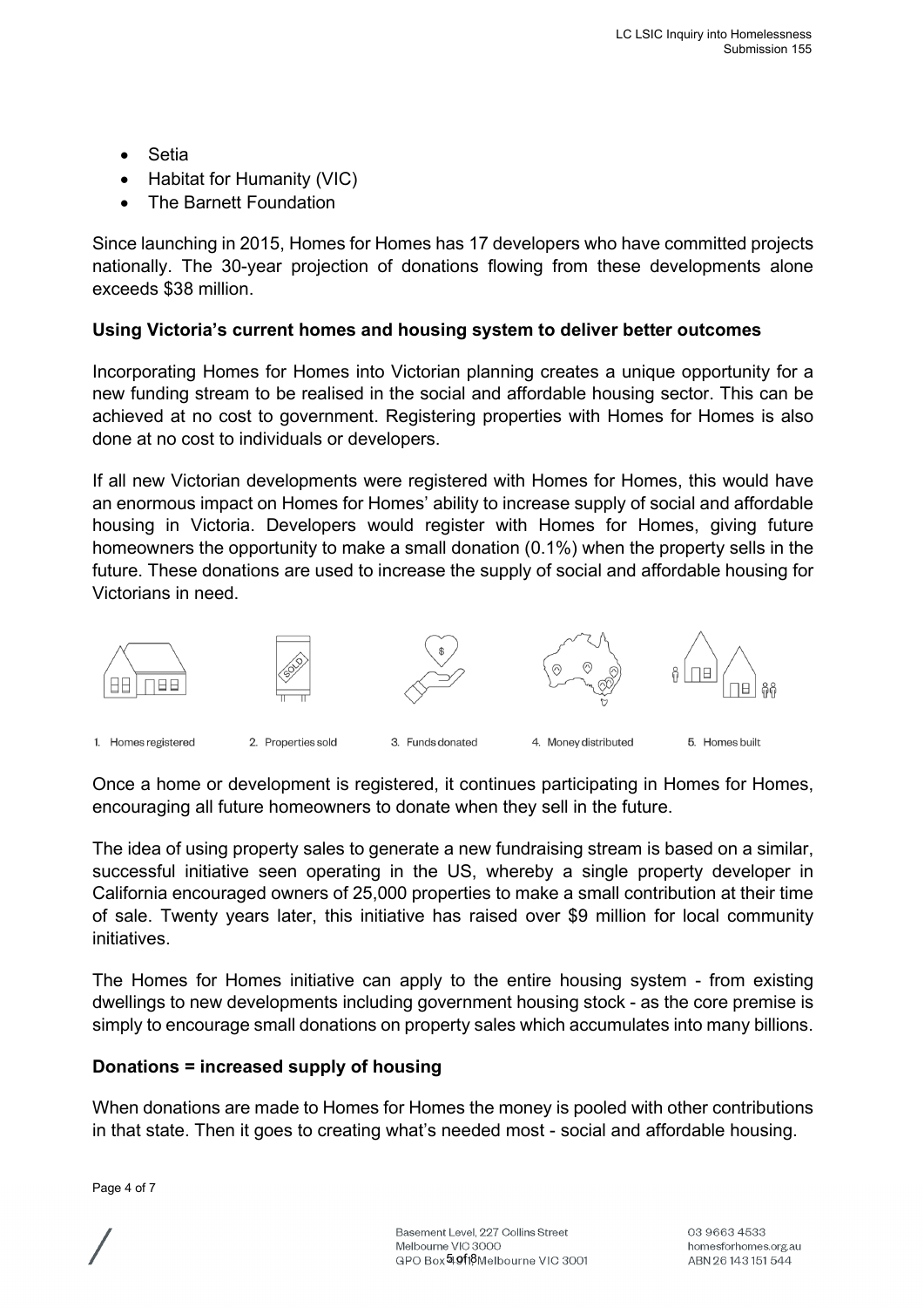- Setia
- Habitat for Humanity (VIC)
- The Barnett Foundation

Since launching in 2015, Homes for Homes has 17 developers who have committed projects nationally. The 30-year projection of donations flowing from these developments alone exceeds $38 million.

**Using Victoria's current homes and housing system to deliver better outcomes**

Incorporating Homes for Homes into Victorian planning creates a unique opportunity for a new funding stream to be realised in the social and affordable housing sector. This can be achieved at no cost to government. Registering properties with Homes for Homes is also done at no cost to individuals or developers.

If all new Victorian developments were registered with Homes for Homes, this would have an enormous impact on Homes for Homes' ability to increase supply of social and affordable housing in Victoria. Developers would register with Homes for Homes, giving future homeowners the opportunity to make a small donation (0.1%) when the property sells in the future. These donations are used to increase the supply of social and affordable housing for Victorians in need.

1. Homes registered
2. Properties sold
3. Funds donated
4. Money distributed
5. Homes built

Once a home or development is registered, it continues participating in Homes for Homes, encouraging all future homeowners to donate when they sell in the future.

The idea of using property sales to generate a new fundraising stream is based on a similar, successful initiative seen operating in the US, whereby a single property developer in California encouraged owners of 25,000 properties to make a small contribution at their time of sale. Twenty years later, this initiative has raised over $9 million for local community initiatives.

The Homes for Homes initiative can apply to the entire housing system - from existing dwellings to new developments including government housing stock - as the core premise is simply to encourage small donations on property sales which accumulates into many billions.

**Donations = increased supply of housing**

When donations are made to Homes for Homes the money is pooled with other contributions in that state. Then it goes to creating what's needed most - social and affordable housing.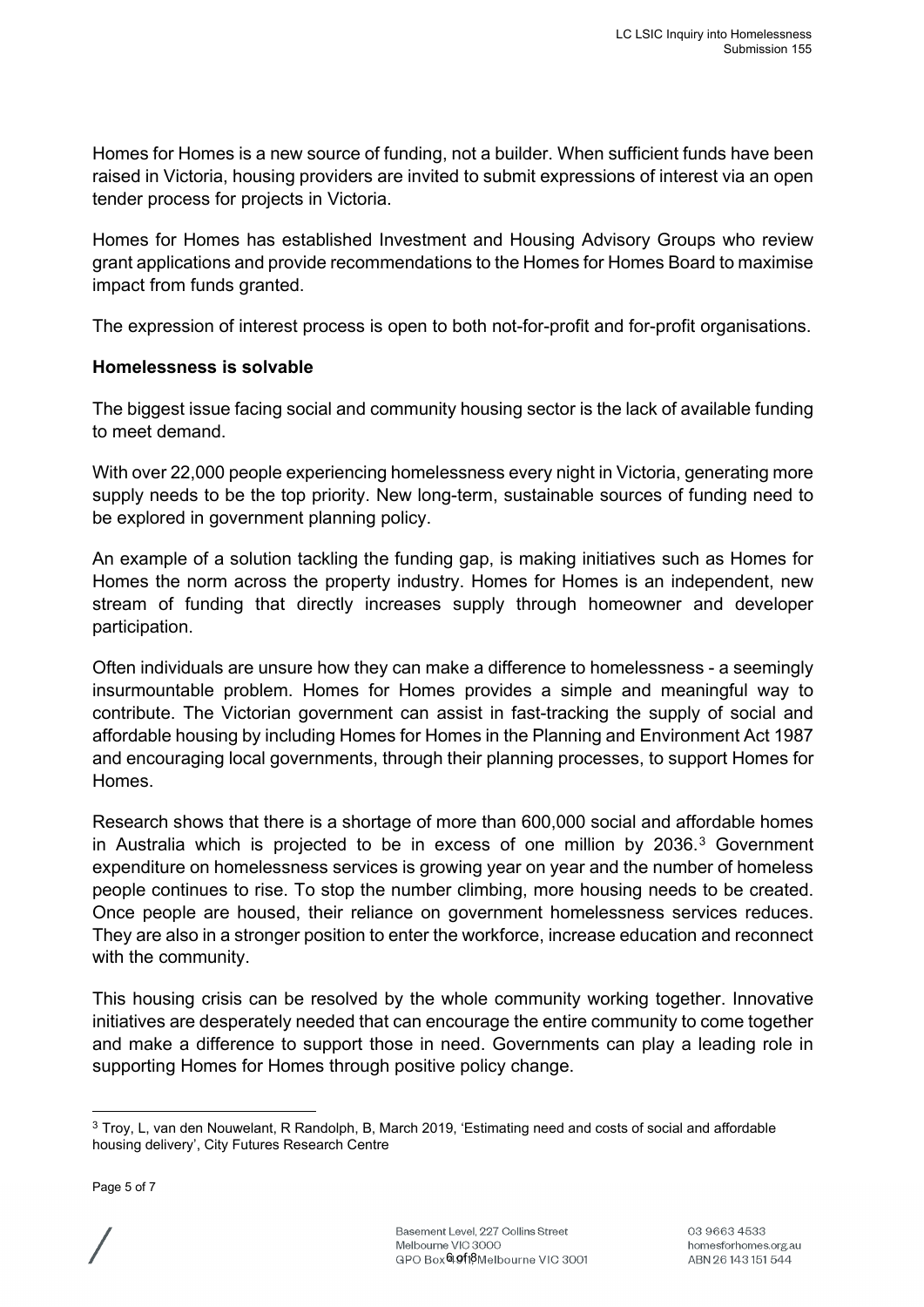Homes for Homes is a new source of funding, not a builder. When sufficient funds have been raised in Victoria, housing providers are invited to submit expressions of interest via an open tender process for projects in Victoria.

Homes for Homes has established Investment and Housing Advisory Groups who review grant applications and provide recommendations to the Homes for Homes Board to maximise impact from funds granted.

The expression of interest process is open to both not-for-profit and for-profit organisations.

**Homelessness is solvable**

The biggest issue facing social and community housing sector is the lack of available funding to meet demand.

With over 22,000 people experiencing homelessness every night in Victoria, generating more supply needs to be the top priority. New long-term, sustainable sources of funding need to be explored in government planning policy.

An example of a solution tackling the funding gap, is making initiatives such as Homes for Homes the norm across the property industry. Homes for Homes is an independent, new stream of funding that directly increases supply through homeowner and developer participation.

Often individuals are unsure how they can make a difference to homelessness - a seemingly insurmountable problem. Homes for Homes provides a simple and meaningful way to contribute. The Victorian government can assist in fast-tracking the supply of social and affordable housing by including Homes for Homes in the Planning and Environment Act 1987 and encouraging local governments, through their planning processes, to support Homes for Homes.

Research shows that there is a shortage of more than 600,000 social and affordable homes in Australia which is projected to be in excess of one million by 2036.[3] Government expenditure on homelessness services is growing year on year and the number of homeless people continues to rise. To stop the number climbing, more housing needs to be created. Once people are housed, their reliance on government homelessness services reduces. They are also in a stronger position to enter the workforce, increase education and reconnect with the community.

This housing crisis can be resolved by the whole community working together. Innovative initiatives are desperately needed that can encourage the entire community to come together and make a difference to support those in need. Governments can play a leading role in supporting Homes for Homes through positive policy change.

---

[3] Troy, L, van den Nouwelant, R Randolph, B, March 2019, 'Estimating need and costs of social and affordable housing delivery', City Futures Research Centre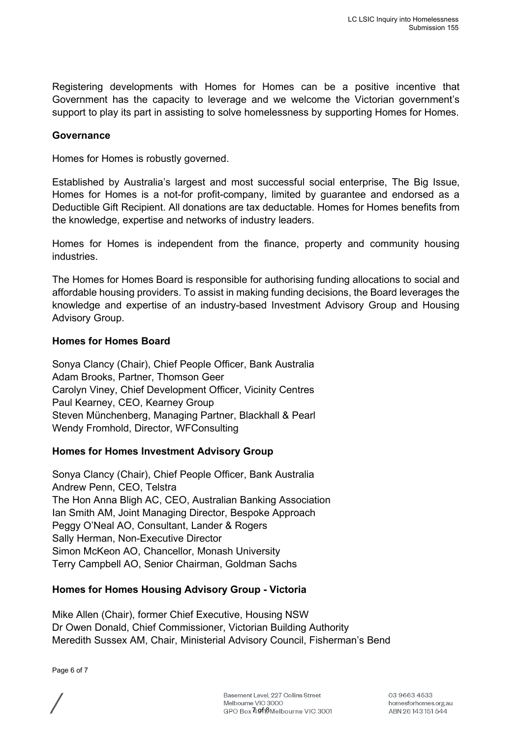Registering developments with Homes for Homes can be a positive incentive that Government has the capacity to leverage and we welcome the Victorian government's support to play its part in assisting to solve homelessness by supporting Homes for Homes.

**Governance**

Homes for Homes is robustly governed.

Established by Australia's largest and most successful social enterprise, The Big Issue, Homes for Homes is a not-for profit-company, limited by guarantee and endorsed as a Deductible Gift Recipient. All donations are tax deductable. Homes for Homes benefits from the knowledge, expertise and networks of industry leaders.

Homes for Homes is independent from the finance, property and community housing industries.

The Homes for Homes Board is responsible for authorising funding allocations to social and affordable housing providers. To assist in making funding decisions, the Board leverages the knowledge and expertise of an industry-based Investment Advisory Group and Housing Advisory Group.

**Homes for Homes Board**

Sonya Clancy (Chair), Chief People Officer, Bank Australia
Adam Brooks, Partner, Thomson Geer
Carolyn Viney, Chief Development Officer, Vicinity Centres
Paul Kearney, CEO, Kearney Group
Steven Münchenberg, Managing Partner, Blackhall & Pearl
Wendy Fromhold, Director, WFConsulting

**Homes for Homes Investment Advisory Group**

Sonya Clancy (Chair), Chief People Officer, Bank Australia
Andrew Penn, CEO, Telstra
The Hon Anna Bligh AC, CEO, Australian Banking Association
Ian Smith AM, Joint Managing Director, Bespoke Approach
Peggy O'Neal AO, Consultant, Lander & Rogers
Sally Herman, Non-Executive Director
Simon McKeon AO, Chancellor, Monash University
Terry Campbell AO, Senior Chairman, Goldman Sachs

**Homes for Homes Housing Advisory Group - Victoria**

Mike Allen (Chair), former Chief Executive, Housing NSW
Dr Owen Donald, Chief Commissioner, Victorian Building Authority
Meredith Sussex AM, Chair, Ministerial Advisory Council, Fisherman's Bend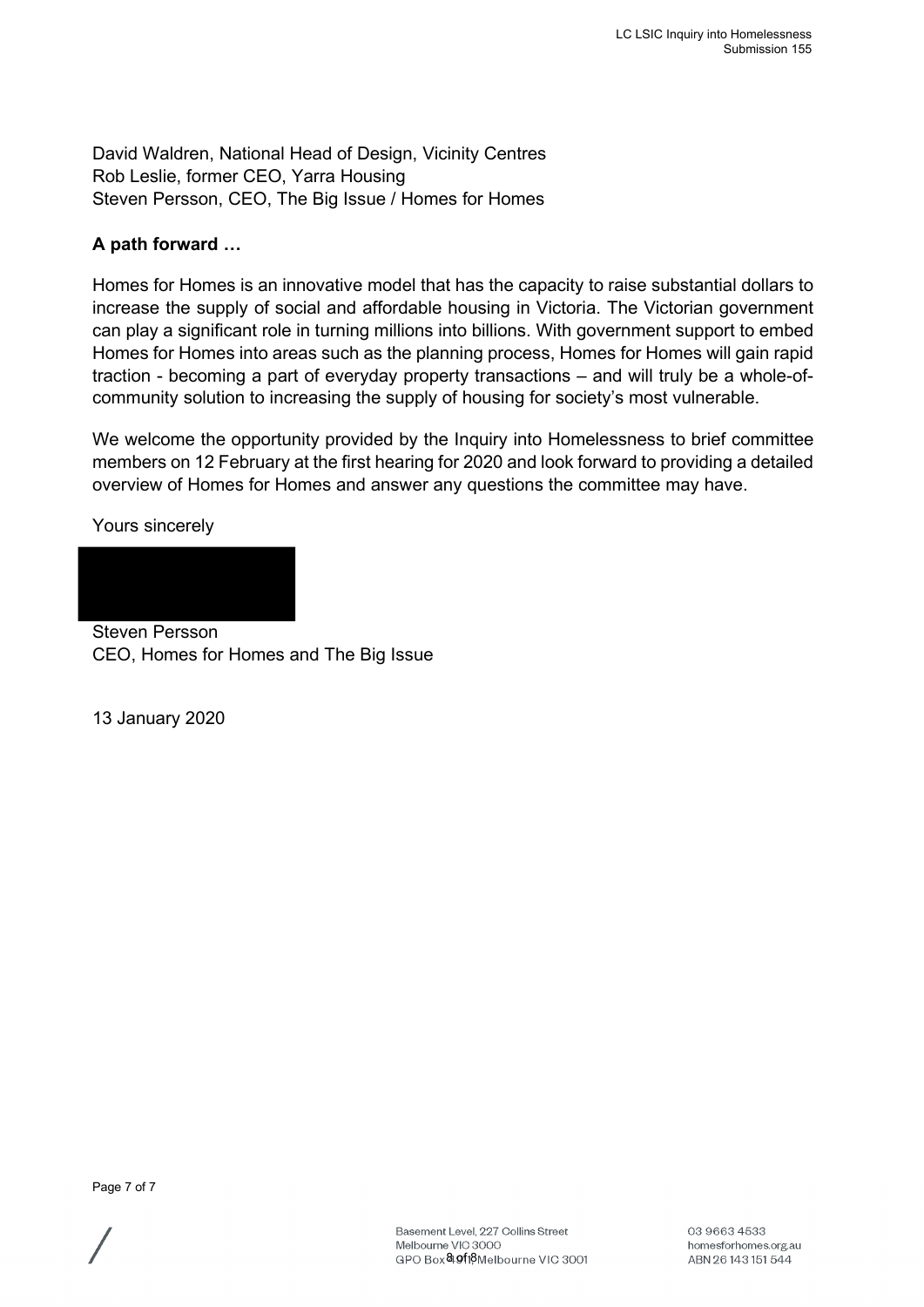David Waldren, National Head of Design, Vicinity Centres
Rob Leslie, former CEO, Yarra Housing
Steven Persson, CEO, The Big Issue / Homes for Homes

**A path forward …**

Homes for Homes is an innovative model that has the capacity to raise substantial dollars to increase the supply of social and affordable housing in Victoria. The Victorian government can play a significant role in turning millions into billions. With government support to embed Homes for Homes into areas such as the planning process, Homes for Homes will gain rapid traction - becoming a part of everyday property transactions – and will truly be a whole-of-community solution to increasing the supply of housing for society's most vulnerable.

We welcome the opportunity provided by the Inquiry into Homelessness to brief committee members on 12 February at the first hearing for 2020 and look forward to providing a detailed overview of Homes for Homes and answer any questions the committee may have.

Yours sincerely

Steven Persson
CEO, Homes for Homes and The Big Issue

13 January 2020

Basement Level, 227 Collins Street
Melbourne VIC 3000
GPO Box 4911, Melbourne VIC 3001

03 9663 4533
homesforhomes.org.au
ABN 26 143 151 544